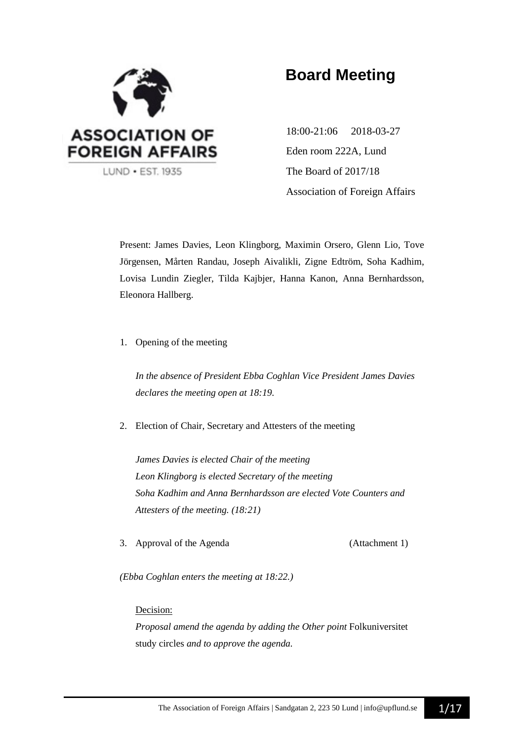ASSOCIATION OF FOREIGN AFFAIRS

LUND • EST. 1935

# Board Meeting

18:00-21:06 2018-03-27

Eden room 222A, Lund

The Board of 2017/18

Association of Foreign Affairs

Present: James Davies, Leon Klingborg, Maximin Orsero, Glenn Lio, Tove Jörgensen, Mårten Randau, Joseph Aivalikli, Zigne Edtröm, Soha Kadhim, Lovisa Lundin Ziegler, Tilda Kajbjer, Hanna Kanon, Anna Bernhardsson, Eleonora Hallberg.

1. Opening of the meeting

   *In the absence of President Ebba Coghlan Vice President James Davies declares the meeting open at 18:19.*

2. Election of Chair, Secretary and Attesters of the meeting

   *James Davies is elected Chair of the meeting*
   *Leon Klingborg is elected Secretary of the meeting*
   *Soha Kadhim and Anna Bernhardsson are elected Vote Counters and Attesters of the meeting. (18:21)*

3. Approval of the Agenda (Attachment 1)

*(Ebba Coghlan enters the meeting at 18:22.)*

   Decision:
   *Proposal amend the agenda by adding the Other point* Folkuniversitet study circles *and to approve the agenda.*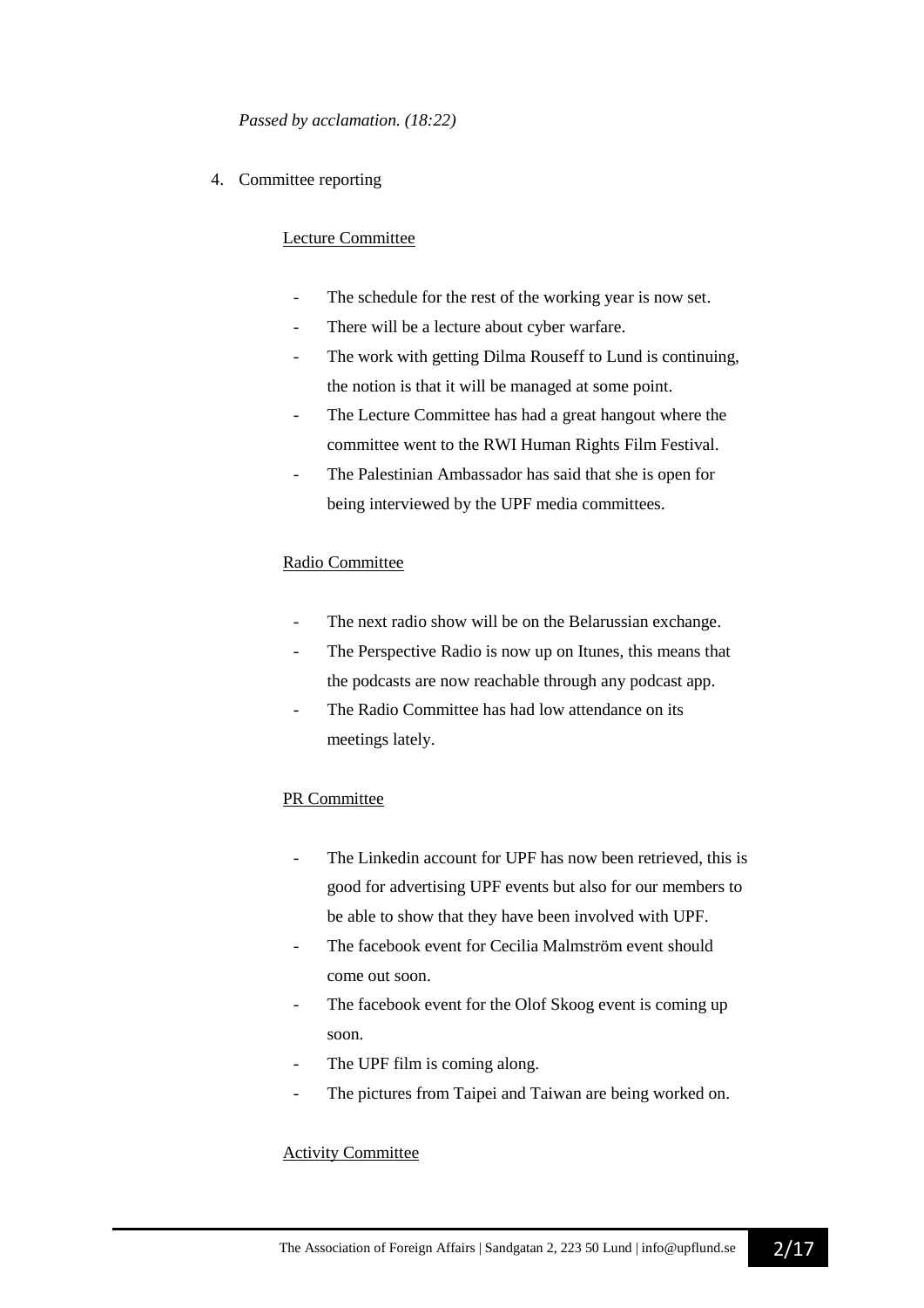*Passed by acclamation. (18:22)*

4. Committee reporting

<u>Lecture Committee</u>

- The schedule for the rest of the working year is now set.
- There will be a lecture about cyber warfare.
- The work with getting Dilma Rouseff to Lund is continuing, the notion is that it will be managed at some point.
- The Lecture Committee has had a great hangout where the committee went to the RWI Human Rights Film Festival.
- The Palestinian Ambassador has said that she is open for being interviewed by the UPF media committees.

<u>Radio Committee</u>

- The next radio show will be on the Belarussian exchange.
- The Perspective Radio is now up on Itunes, this means that the podcasts are now reachable through any podcast app.
- The Radio Committee has had low attendance on its meetings lately.

<u>PR Committee</u>

- The Linkedin account for UPF has now been retrieved, this is good for advertising UPF events but also for our members to be able to show that they have been involved with UPF.
- The facebook event for Cecilia Malmström event should come out soon.
- The facebook event for the Olof Skoog event is coming up soon.
- The UPF film is coming along.
- The pictures from Taipei and Taiwan are being worked on.

<u>Activity Committee</u>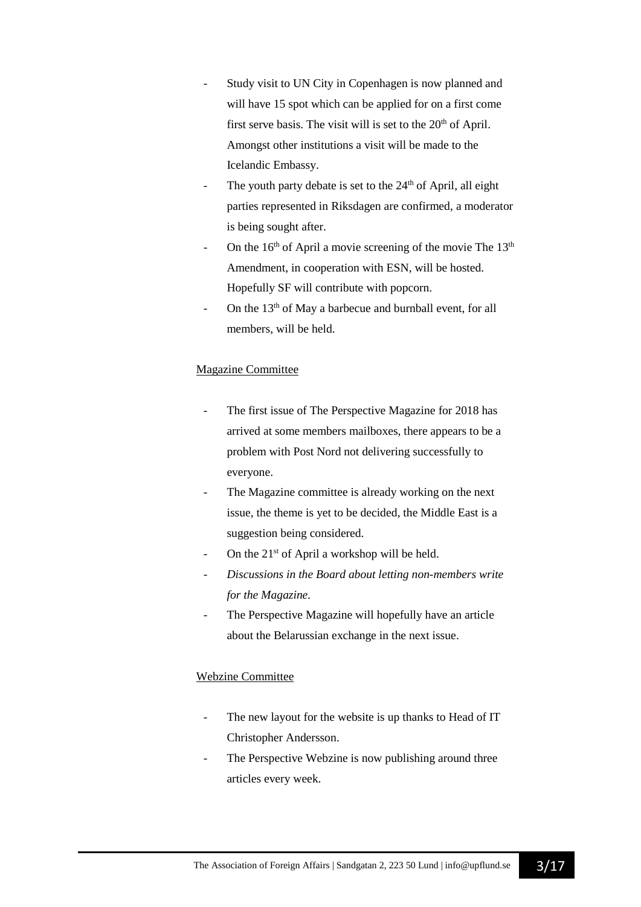- Study visit to UN City in Copenhagen is now planned and will have 15 spot which can be applied for on a first come first serve basis. The visit will is set to the 20th of April. Amongst other institutions a visit will be made to the Icelandic Embassy.
- The youth party debate is set to the 24th of April, all eight parties represented in Riksdagen are confirmed, a moderator is being sought after.
- On the 16th of April a movie screening of the movie The 13th Amendment, in cooperation with ESN, will be hosted. Hopefully SF will contribute with popcorn.
- On the 13th of May a barbecue and burnball event, for all members, will be held.

<u>Magazine Committee</u>

- The first issue of The Perspective Magazine for 2018 has arrived at some members mailboxes, there appears to be a problem with Post Nord not delivering successfully to everyone.
- The Magazine committee is already working on the next issue, the theme is yet to be decided, the Middle East is a suggestion being considered.
- On the 21st of April a workshop will be held.
- *Discussions in the Board about letting non-members write for the Magazine.*
- The Perspective Magazine will hopefully have an article about the Belarussian exchange in the next issue.

<u>Webzine Committee</u>

- The new layout for the website is up thanks to Head of IT Christopher Andersson.
- The Perspective Webzine is now publishing around three articles every week.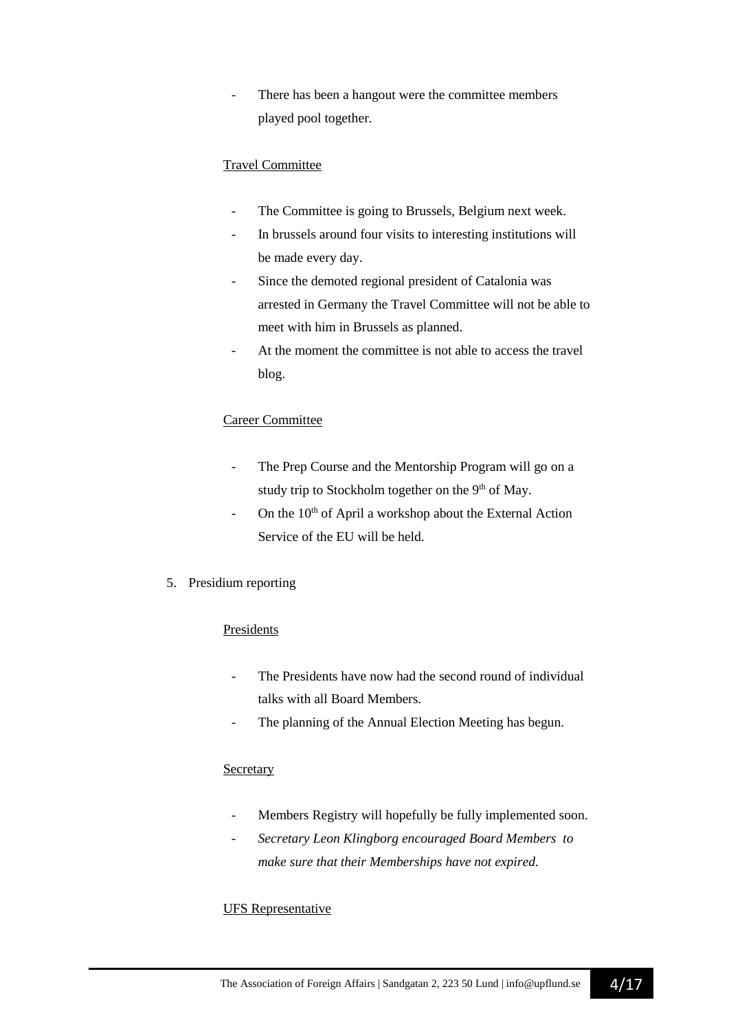- There has been a hangout were the committee members played pool together.

Travel Committee

- The Committee is going to Brussels, Belgium next week.
- In brussels around four visits to interesting institutions will be made every day.
- Since the demoted regional president of Catalonia was arrested in Germany the Travel Committee will not be able to meet with him in Brussels as planned.
- At the moment the committee is not able to access the travel blog.

Career Committee

- The Prep Course and the Mentorship Program will go on a study trip to Stockholm together on the 9th of May.
- On the 10th of April a workshop about the External Action Service of the EU will be held.

5. Presidium reporting

Presidents

- The Presidents have now had the second round of individual talks with all Board Members.
- The planning of the Annual Election Meeting has begun.

Secretary

- Members Registry will hopefully be fully implemented soon.
- *Secretary Leon Klingborg encouraged Board Members to make sure that their Memberships have not expired.*

UFS Representative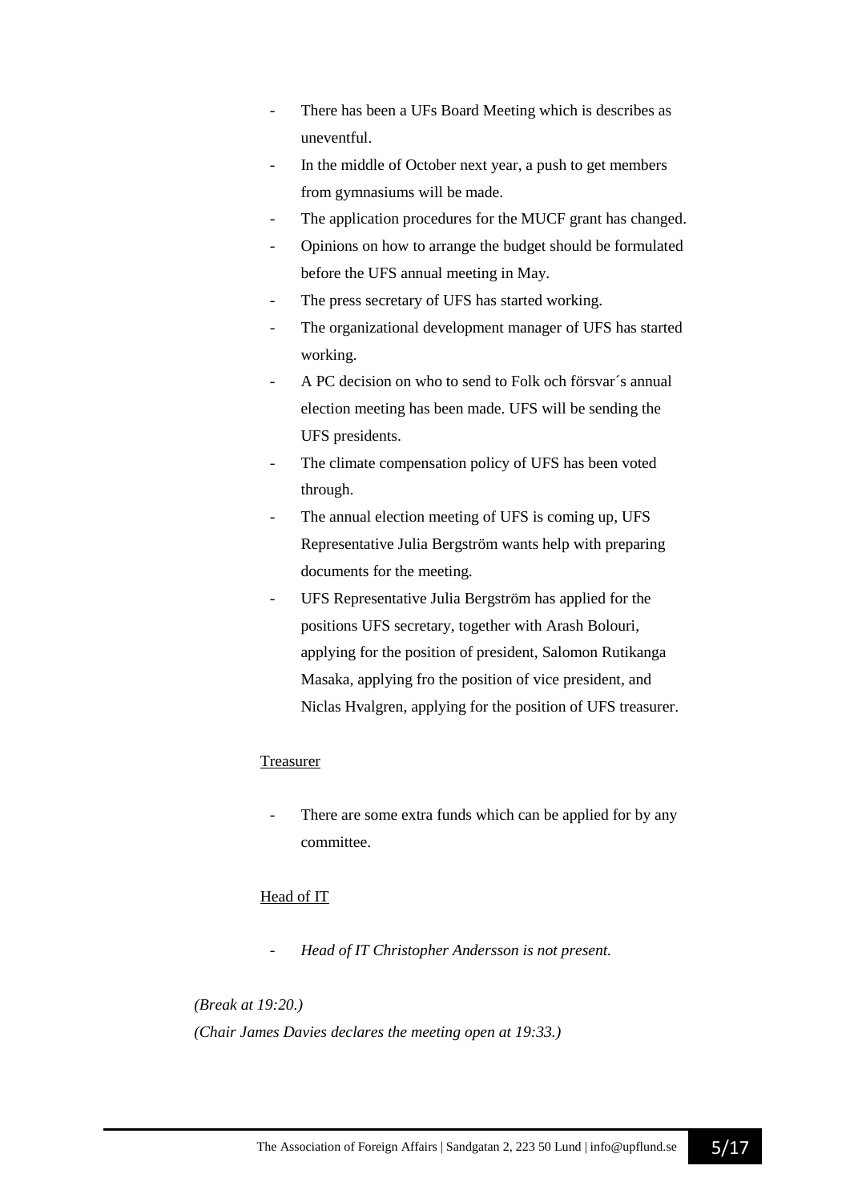- There has been a UFs Board Meeting which is describes as uneventful.
- In the middle of October next year, a push to get members from gymnasiums will be made.
- The application procedures for the MUCF grant has changed.
- Opinions on how to arrange the budget should be formulated before the UFS annual meeting in May.
- The press secretary of UFS has started working.
- The organizational development manager of UFS has started working.
- A PC decision on who to send to Folk och försvar´s annual election meeting has been made. UFS will be sending the UFS presidents.
- The climate compensation policy of UFS has been voted through.
- The annual election meeting of UFS is coming up, UFS Representative Julia Bergström wants help with preparing documents for the meeting.
- UFS Representative Julia Bergström has applied for the positions UFS secretary, together with Arash Bolouri, applying for the position of president, Salomon Rutikanga Masaka, applying fro the position of vice president, and Niclas Hvalgren, applying for the position of UFS treasurer.

<u>Treasurer</u>

- There are some extra funds which can be applied for by any committee.

<u>Head of IT</u>

- *Head of IT Christopher Andersson is not present.*

*(Break at 19:20.)*

*(Chair James Davies declares the meeting open at 19:33.)*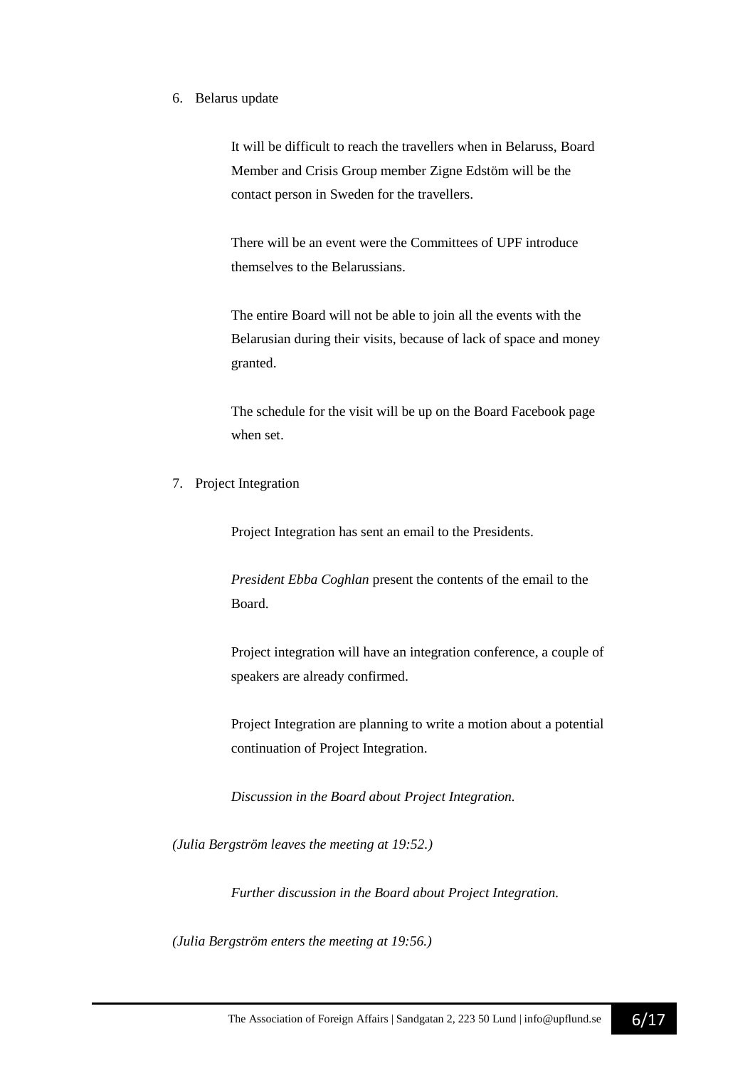6. Belarus update

    It will be difficult to reach the travellers when in Belaruss, Board Member and Crisis Group member Zigne Edstöm will be the contact person in Sweden for the travellers.

    There will be an event were the Committees of UPF introduce themselves to the Belarussians.

    The entire Board will not be able to join all the events with the Belarusian during their visits, because of lack of space and money granted.

    The schedule for the visit will be up on the Board Facebook page when set.

7. Project Integration

    Project Integration has sent an email to the Presidents.

    *President Ebba Coghlan* present the contents of the email to the Board.

    Project integration will have an integration conference, a couple of speakers are already confirmed.

    Project Integration are planning to write a motion about a potential continuation of Project Integration.

    *Discussion in the Board about Project Integration.*

*(Julia Bergström leaves the meeting at 19:52.)*

    *Further discussion in the Board about Project Integration.*

*(Julia Bergström enters the meeting at 19:56.)*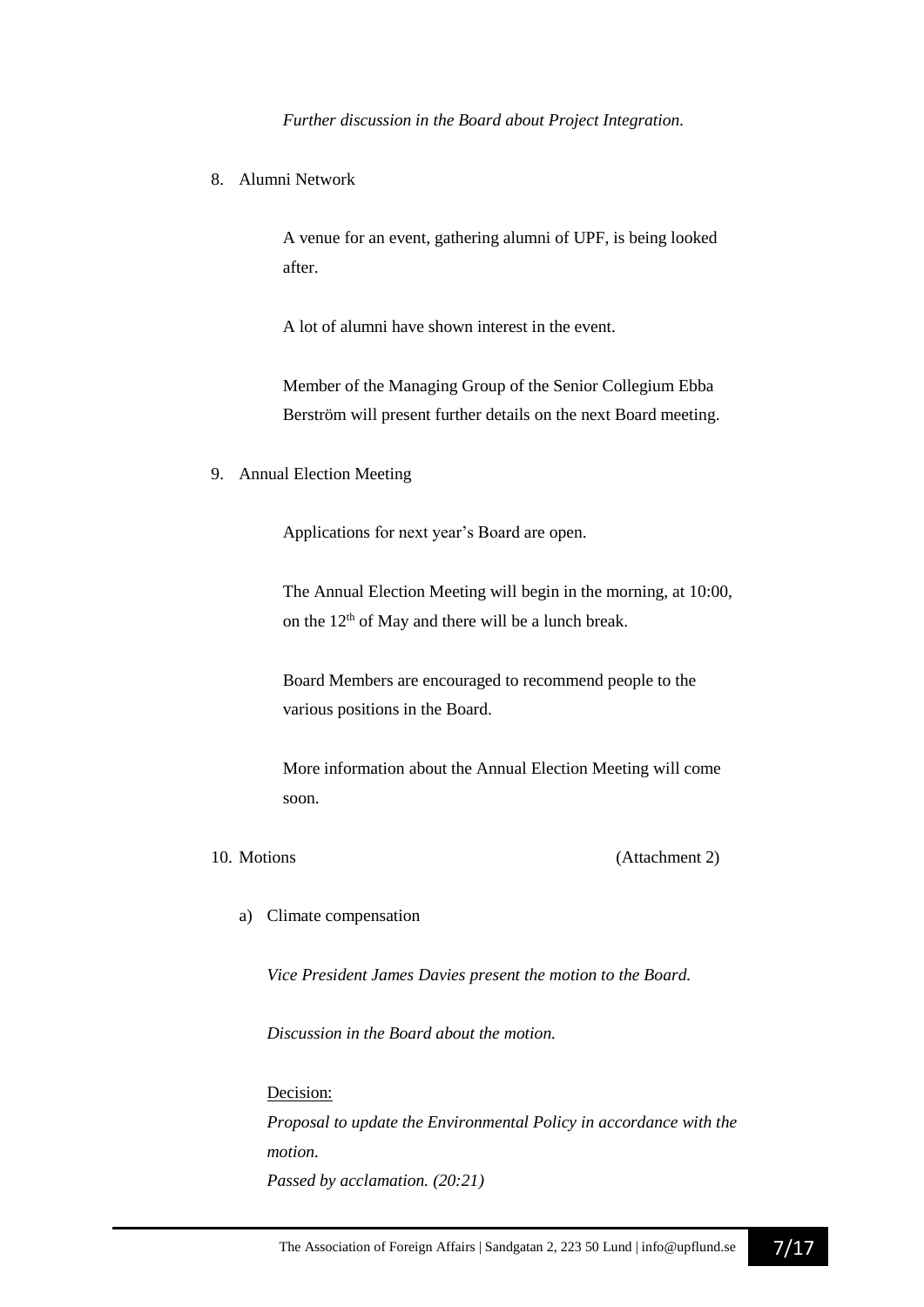*Further discussion in the Board about Project Integration.*

8. Alumni Network

   A venue for an event, gathering alumni of UPF, is being looked after.

   A lot of alumni have shown interest in the event.

   Member of the Managing Group of the Senior Collegium Ebba Berström will present further details on the next Board meeting.

9. Annual Election Meeting

   Applications for next year's Board are open.

   The Annual Election Meeting will begin in the morning, at 10:00, on the 12th of May and there will be a lunch break.

   Board Members are encouraged to recommend people to the various positions in the Board.

   More information about the Annual Election Meeting will come soon.

10. Motions (Attachment 2)

    a) Climate compensation

    *Vice President James Davies present the motion to the Board.*

    *Discussion in the Board about the motion.*

    Decision:
    *Proposal to update the Environmental Policy in accordance with the motion.*
    *Passed by acclamation. (20:21)*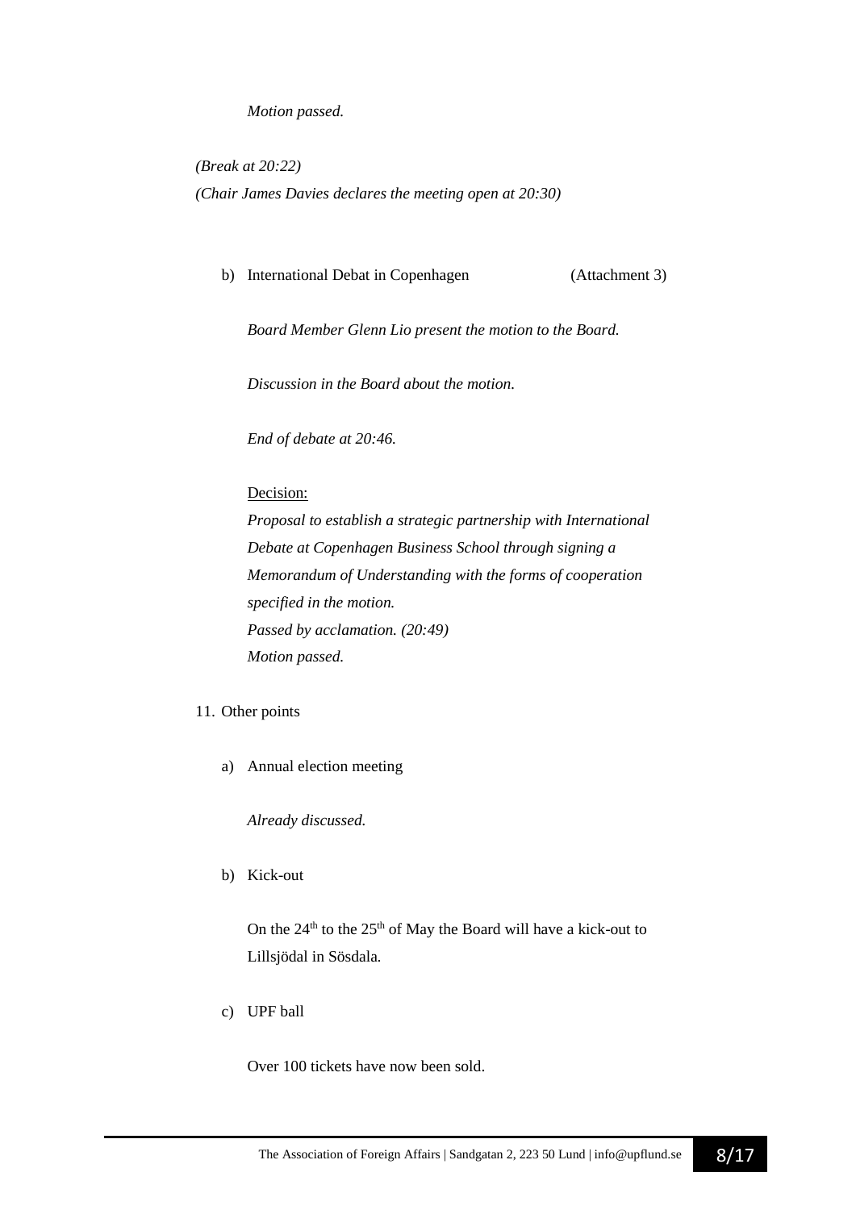*Motion passed.*

*(Break at 20:22)*

*(Chair James Davies declares the meeting open at 20:30)*

b) International Debat in Copenhagen (Attachment 3)

*Board Member Glenn Lio present the motion to the Board.*

*Discussion in the Board about the motion.*

*End of debate at 20:46.*

Decision:

*Proposal to establish a strategic partnership with International Debate at Copenhagen Business School through signing a Memorandum of Understanding with the forms of cooperation specified in the motion.*

*Passed by acclamation. (20:49)*

*Motion passed.*

11. Other points

a) Annual election meeting

*Already discussed.*

b) Kick-out

On the 24th to the 25th of May the Board will have a kick-out to Lillsjödal in Sösdala.

c) UPF ball

Over 100 tickets have now been sold.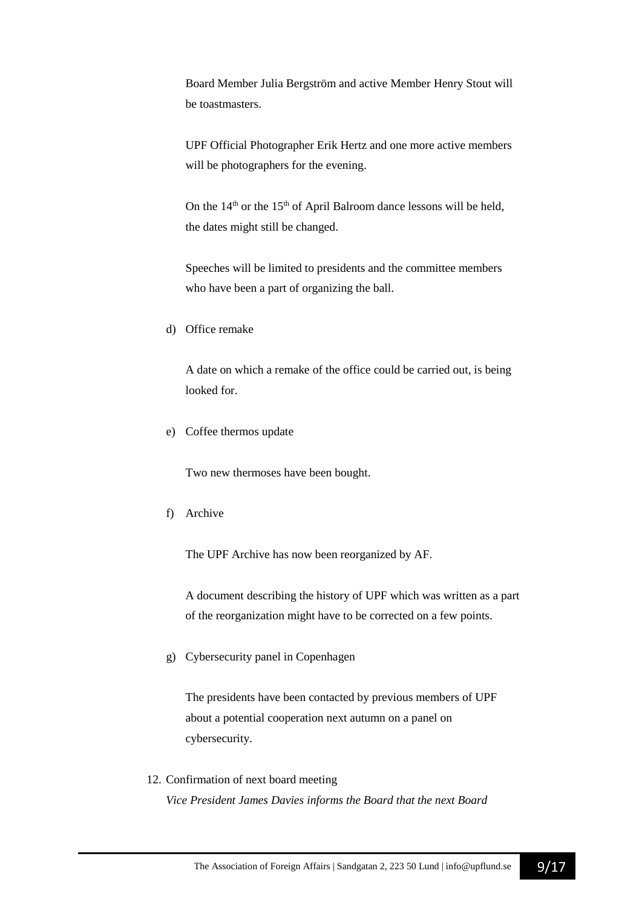Board Member Julia Bergström and active Member Henry Stout will be toastmasters.

UPF Official Photographer Erik Hertz and one more active members will be photographers for the evening.

On the 14th or the 15th of April Balroom dance lessons will be held, the dates might still be changed.

Speeches will be limited to presidents and the committee members who have been a part of organizing the ball.

d) Office remake

A date on which a remake of the office could be carried out, is being looked for.

e) Coffee thermos update

Two new thermoses have been bought.

f) Archive

The UPF Archive has now been reorganized by AF.

A document describing the history of UPF which was written as a part of the reorganization might have to be corrected on a few points.

g) Cybersecurity panel in Copenhagen

The presidents have been contacted by previous members of UPF about a potential cooperation next autumn on a panel on cybersecurity.

12. Confirmation of next board meeting

*Vice President James Davies informs the Board that the next Board*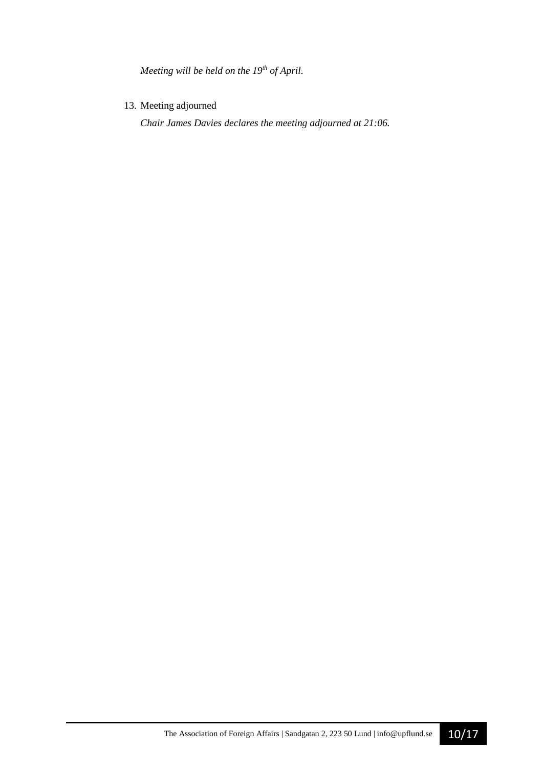*Meeting will be held on the 19th of April.*

13. Meeting adjourned

    *Chair James Davies declares the meeting adjourned at 21:06.*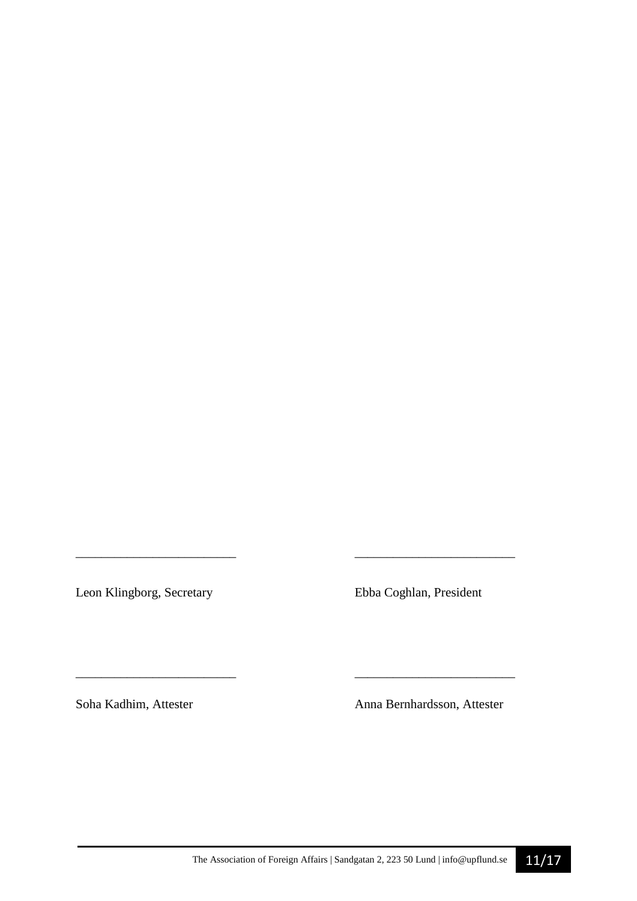\_\_\_\_\_\_\_\_\_\_\_\_\_\_\_\_\_\_\_\_\_\_\_\_\_

Leon Klingborg, Secretary

\_\_\_\_\_\_\_\_\_\_\_\_\_\_\_\_\_\_\_\_\_\_\_\_\_

Ebba Coghlan, President

\_\_\_\_\_\_\_\_\_\_\_\_\_\_\_\_\_\_\_\_\_\_\_\_\_

Soha Kadhim, Attester

\_\_\_\_\_\_\_\_\_\_\_\_\_\_\_\_\_\_\_\_\_\_\_\_\_

Anna Bernhardsson, Attester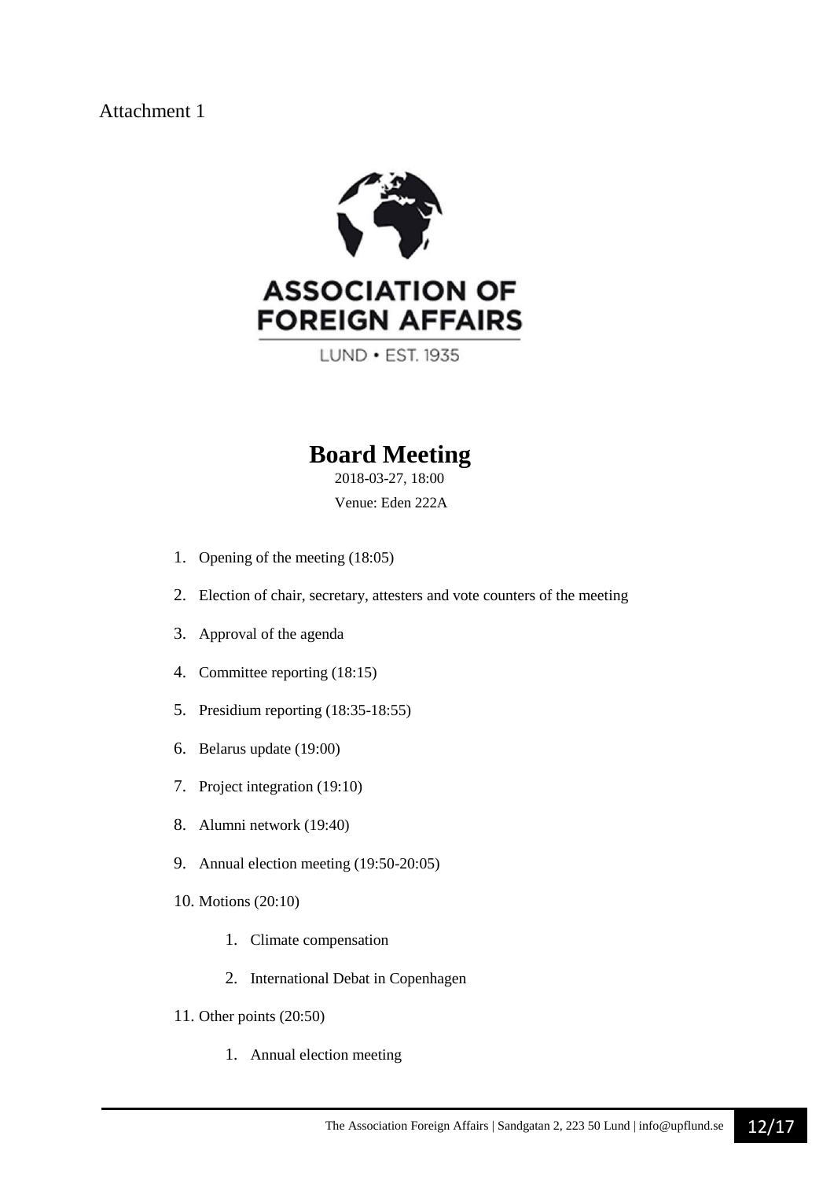Attachment 1

ASSOCIATION OF FOREIGN AFFAIRS

LUND • EST. 1935

# Board Meeting

2018-03-27, 18:00

Venue: Eden 222A

1. Opening of the meeting (18:05)
2. Election of chair, secretary, attesters and vote counters of the meeting
3. Approval of the agenda
4. Committee reporting (18:15)
5. Presidium reporting (18:35-18:55)
6. Belarus update (19:00)
7. Project integration (19:10)
8. Alumni network (19:40)
9. Annual election meeting (19:50-20:05)
10. Motions (20:10)
    1. Climate compensation
    2. International Debat in Copenhagen
11. Other points (20:50)
    1. Annual election meeting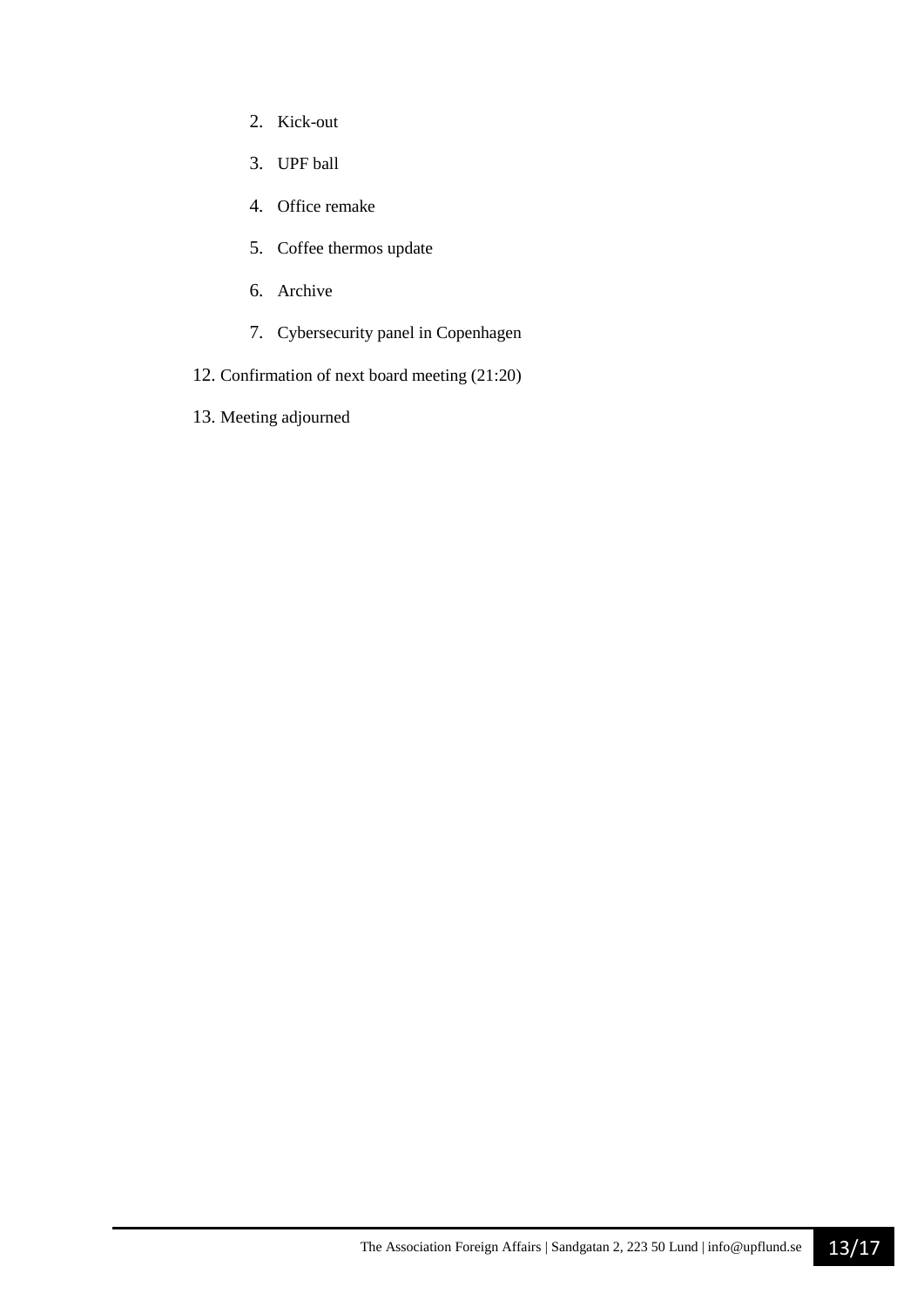2. Kick-out
   3. UPF ball
   4. Office remake
   5. Coffee thermos update
   6. Archive
   7. Cybersecurity panel in Copenhagen

12. Confirmation of next board meeting (21:20)
13. Meeting adjourned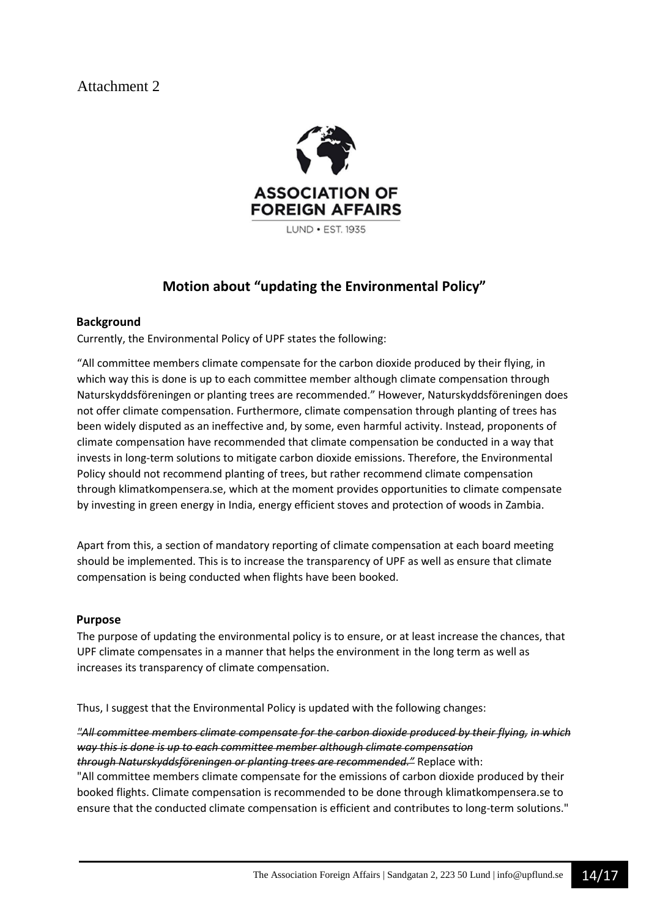Attachment 2

ASSOCIATION OF FOREIGN AFFAIRS

LUND • EST. 1935

## Motion about "updating the Environmental Policy"

### Background

Currently, the Environmental Policy of UPF states the following:

"All committee members climate compensate for the carbon dioxide produced by their flying, in which way this is done is up to each committee member although climate compensation through Naturskyddsföreningen or planting trees are recommended." However, Naturskyddsföreningen does not offer climate compensation. Furthermore, climate compensation through planting of trees has been widely disputed as an ineffective and, by some, even harmful activity. Instead, proponents of climate compensation have recommended that climate compensation be conducted in a way that invests in long-term solutions to mitigate carbon dioxide emissions. Therefore, the Environmental Policy should not recommend planting of trees, but rather recommend climate compensation through klimatkompensera.se, which at the moment provides opportunities to climate compensate by investing in green energy in India, energy efficient stoves and protection of woods in Zambia.

Apart from this, a section of mandatory reporting of climate compensation at each board meeting should be implemented. This is to increase the transparency of UPF as well as ensure that climate compensation is being conducted when flights have been booked.

### Purpose

The purpose of updating the environmental policy is to ensure, or at least increase the chances, that UPF climate compensates in a manner that helps the environment in the long term as well as increases its transparency of climate compensation.

Thus, I suggest that the Environmental Policy is updated with the following changes:

*~~"All committee members climate compensate for the carbon dioxide produced by their flying, in which way this is done is up to each committee member although climate compensation through Naturskyddsföreningen or planting trees are recommended."~~* Replace with:
"All committee members climate compensate for the emissions of carbon dioxide produced by their booked flights. Climate compensation is recommended to be done through klimatkompensera.se to ensure that the conducted climate compensation is efficient and contributes to long-term solutions."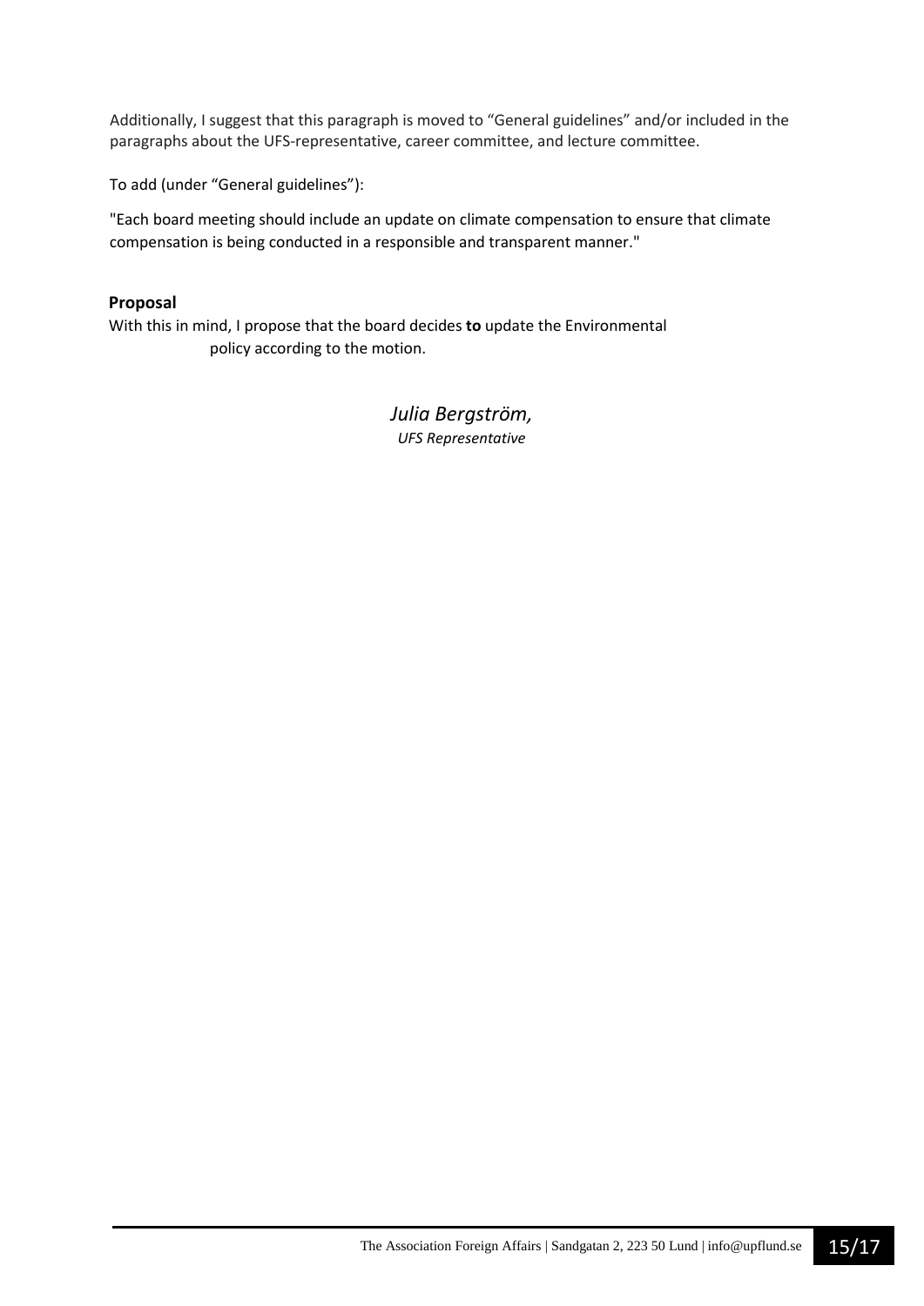Additionally, I suggest that this paragraph is moved to "General guidelines" and/or included in the paragraphs about the UFS-representative, career committee, and lecture committee.

To add (under "General guidelines"):

"Each board meeting should include an update on climate compensation to ensure that climate compensation is being conducted in a responsible and transparent manner."

**Proposal**

With this in mind, I propose that the board decides **to** update the Environmental policy according to the motion.

*Julia Bergström,*
*UFS Representative*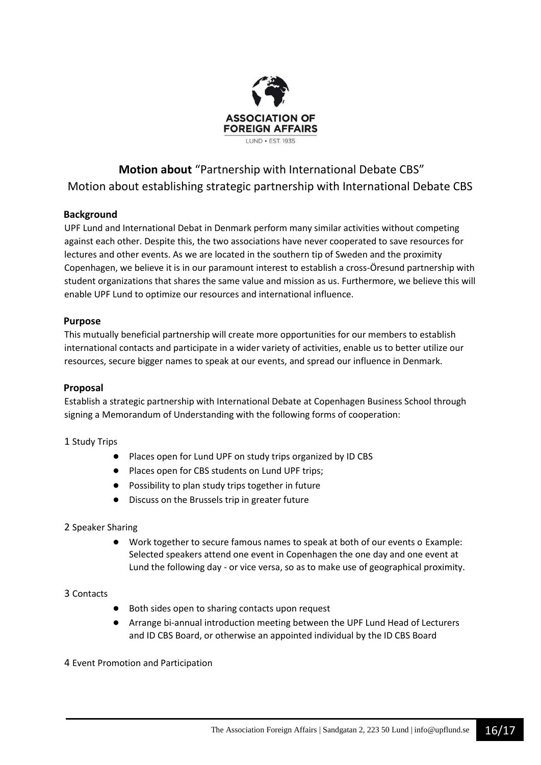ASSOCIATION OF FOREIGN AFFAIRS

LUND • EST. 1935

## **Motion about** "Partnership with International Debate CBS"

Motion about establishing strategic partnership with International Debate CBS

### Background

UPF Lund and International Debat in Denmark perform many similar activities without competing against each other. Despite this, the two associations have never cooperated to save resources for lectures and other events. As we are located in the southern tip of Sweden and the proximity Copenhagen, we believe it is in our paramount interest to establish a cross-Öresund partnership with student organizations that shares the same value and mission as us. Furthermore, we believe this will enable UPF Lund to optimize our resources and international influence.

### Purpose

This mutually beneficial partnership will create more opportunities for our members to establish international contacts and participate in a wider variety of activities, enable us to better utilize our resources, secure bigger names to speak at our events, and spread our influence in Denmark.

### Proposal

Establish a strategic partnership with International Debate at Copenhagen Business School through signing a Memorandum of Understanding with the following forms of cooperation:

1 Study Trips

- Places open for Lund UPF on study trips organized by ID CBS
- Places open for CBS students on Lund UPF trips;
- Possibility to plan study trips together in future
- Discuss on the Brussels trip in greater future

2 Speaker Sharing

- Work together to secure famous names to speak at both of our events o Example: Selected speakers attend one event in Copenhagen the one day and one event at Lund the following day - or vice versa, so as to make use of geographical proximity.

3 Contacts

- Both sides open to sharing contacts upon request
- Arrange bi-annual introduction meeting between the UPF Lund Head of Lecturers and ID CBS Board, or otherwise an appointed individual by the ID CBS Board

4 Event Promotion and Participation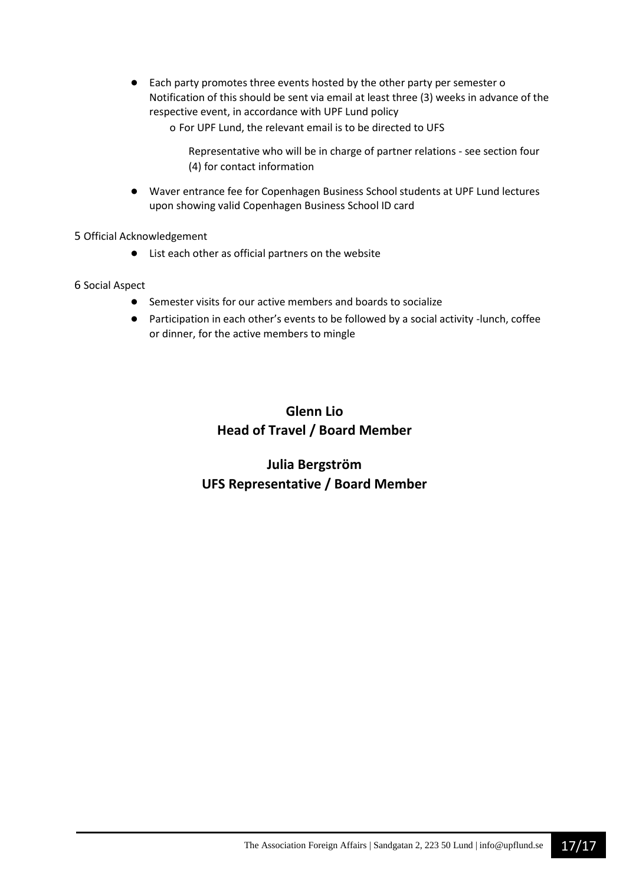- Each party promotes three events hosted by the other party per semester o Notification of this should be sent via email at least three (3) weeks in advance of the respective event, in accordance with UPF Lund policy
  - o For UPF Lund, the relevant email is to be directed to UFS

    Representative who will be in charge of partner relations - see section four (4) for contact information
- Waver entrance fee for Copenhagen Business School students at UPF Lund lectures upon showing valid Copenhagen Business School ID card

5 Official Acknowledgement

- List each other as official partners on the website

6 Social Aspect

- Semester visits for our active members and boards to socialize
- Participation in each other's events to be followed by a social activity -lunch, coffee or dinner, for the active members to mingle

**Glenn Lio**
**Head of Travel / Board Member**

**Julia Bergström**
**UFS Representative / Board Member**